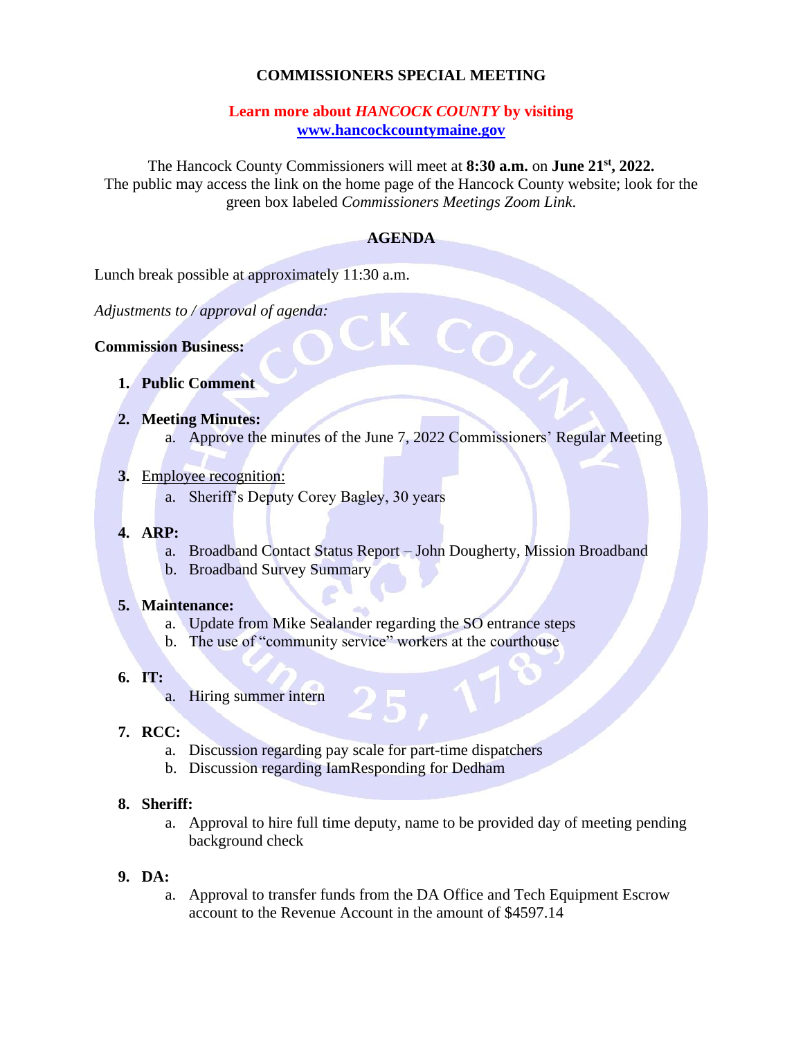# COMMISSIONERS SPECIAL MEETING

**Learn more about *HANCOCK COUNTY* by visiting**
**www.hancockcountymaine.gov**

The Hancock County Commissioners will meet at **8:30 a.m.** on **June 21st, 2022.** The public may access the link on the home page of the Hancock County website; look for the green box labeled *Commissioners Meetings Zoom Link*.

## AGENDA

Lunch break possible at approximately 11:30 a.m.

*Adjustments to / approval of agenda:*

**Commission Business:**

1. **Public Comment**
2. **Meeting Minutes:**
   a. Approve the minutes of the June 7, 2022 Commissioners' Regular Meeting
3. Employee recognition:
   a. Sheriff's Deputy Corey Bagley, 30 years
4. **ARP:**
   a. Broadband Contact Status Report – John Dougherty, Mission Broadband
   b. Broadband Survey Summary
5. **Maintenance:**
   a. Update from Mike Sealander regarding the SO entrance steps
   b. The use of "community service" workers at the courthouse
6. **IT:**
   a. Hiring summer intern
7. **RCC:**
   a. Discussion regarding pay scale for part-time dispatchers
   b. Discussion regarding IamResponding for Dedham
8. **Sheriff:**
   a. Approval to hire full time deputy, name to be provided day of meeting pending background check
9. **DA:**
   a. Approval to transfer funds from the DA Office and Tech Equipment Escrow account to the Revenue Account in the amount of $4597.14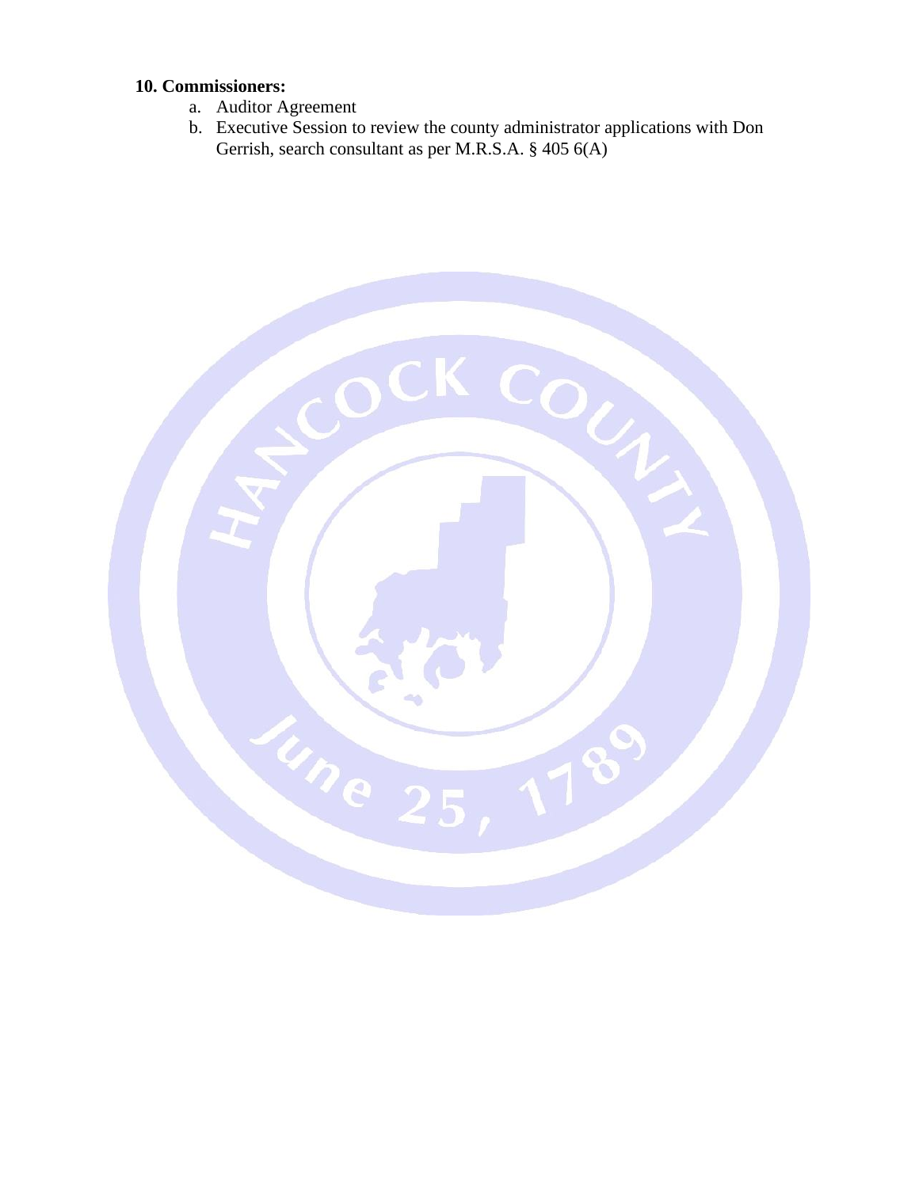**10. Commissioners:**

a. Auditor Agreement
b. Executive Session to review the county administrator applications with Don Gerrish, search consultant as per M.R.S.A. § 405 6(A)